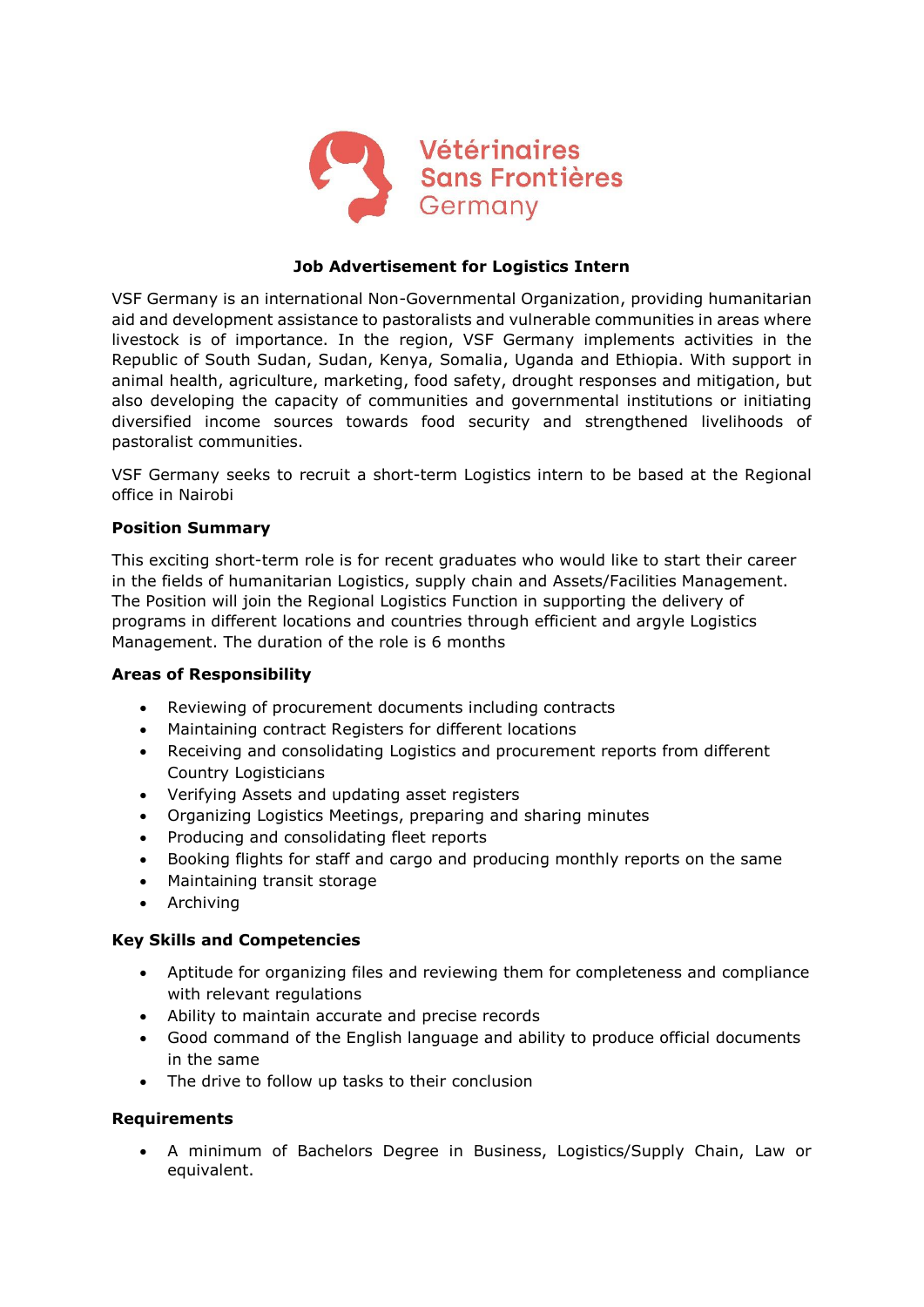Vétérinaires Sans Frontières Germany

# Job Advertisement for Logistics Intern

VSF Germany is an international Non-Governmental Organization, providing humanitarian aid and development assistance to pastoralists and vulnerable communities in areas where livestock is of importance. In the region, VSF Germany implements activities in the Republic of South Sudan, Sudan, Kenya, Somalia, Uganda and Ethiopia. With support in animal health, agriculture, marketing, food safety, drought responses and mitigation, but also developing the capacity of communities and governmental institutions or initiating diversified income sources towards food security and strengthened livelihoods of pastoralist communities.

VSF Germany seeks to recruit a short-term Logistics intern to be based at the Regional office in Nairobi

## Position Summary

This exciting short-term role is for recent graduates who would like to start their career in the fields of humanitarian Logistics, supply chain and Assets/Facilities Management. The Position will join the Regional Logistics Function in supporting the delivery of programs in different locations and countries through efficient and argyle Logistics Management. The duration of the role is 6 months

## Areas of Responsibility

- Reviewing of procurement documents including contracts
- Maintaining contract Registers for different locations
- Receiving and consolidating Logistics and procurement reports from different Country Logisticians
- Verifying Assets and updating asset registers
- Organizing Logistics Meetings, preparing and sharing minutes
- Producing and consolidating fleet reports
- Booking flights for staff and cargo and producing monthly reports on the same
- Maintaining transit storage
- Archiving

## Key Skills and Competencies

- Aptitude for organizing files and reviewing them for completeness and compliance with relevant regulations
- Ability to maintain accurate and precise records
- Good command of the English language and ability to produce official documents in the same
- The drive to follow up tasks to their conclusion

## Requirements

- A minimum of Bachelors Degree in Business, Logistics/Supply Chain, Law or equivalent.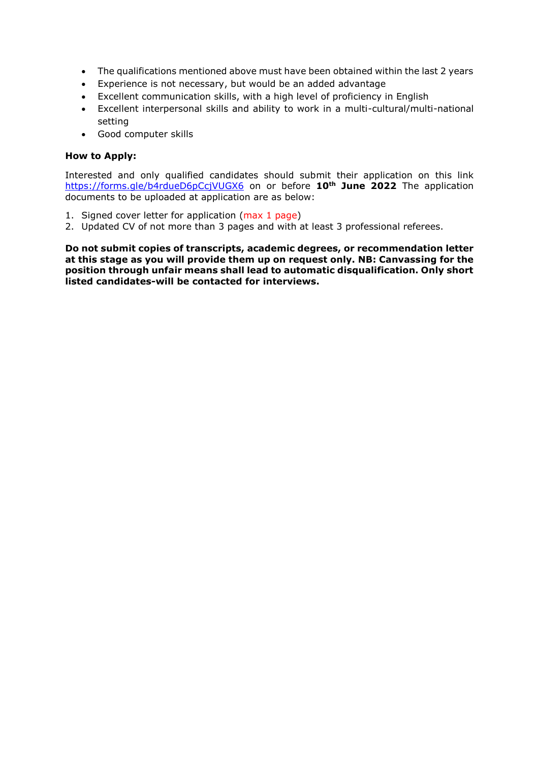- The qualifications mentioned above must have been obtained within the last 2 years
- Experience is not necessary, but would be an added advantage
- Excellent communication skills, with a high level of proficiency in English
- Excellent interpersonal skills and ability to work in a multi-cultural/multi-national setting
- Good computer skills

**How to Apply:**

Interested and only qualified candidates should submit their application on this link https://forms.gle/b4rdueD6pCcjVUGX6 on or before **10th June 2022** The application documents to be uploaded at application are as below:

1. Signed cover letter for application (max 1 page)
2. Updated CV of not more than 3 pages and with at least 3 professional referees.

**Do not submit copies of transcripts, academic degrees, or recommendation letter at this stage as you will provide them up on request only. NB: Canvassing for the position through unfair means shall lead to automatic disqualification. Only short listed candidates-will be contacted for interviews.**